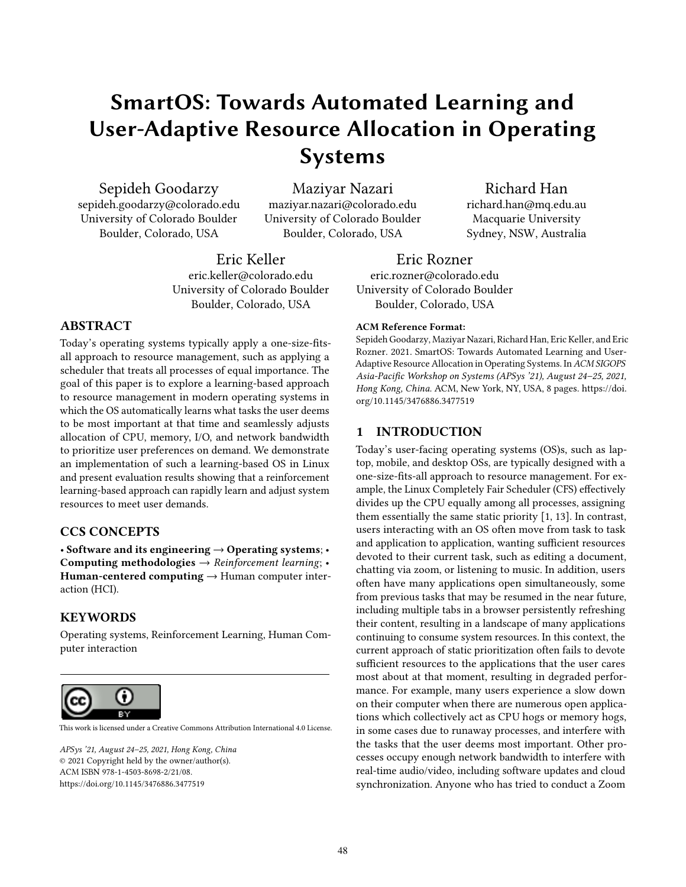# SmartOS: Towards Automated Learning and User-Adaptive Resource Allocation in Operating Systems

Sepideh Goodarzy
sepideh.goodarzy@colorado.edu
University of Colorado Boulder
Boulder, Colorado, USA

Maziyar Nazari
maziyar.nazari@colorado.edu
University of Colorado Boulder
Boulder, Colorado, USA

Richard Han
richard.han@mq.edu.au
Macquarie University
Sydney, NSW, Australia

Eric Keller
eric.keller@colorado.edu
University of Colorado Boulder
Boulder, Colorado, USA

Eric Rozner
eric.rozner@colorado.edu
University of Colorado Boulder
Boulder, Colorado, USA

## ABSTRACT

Today's operating systems typically apply a one-size-fits-all approach to resource management, such as applying a scheduler that treats all processes of equal importance. The goal of this paper is to explore a learning-based approach to resource management in modern operating systems in which the OS automatically learns what tasks the user deems to be most important at that time and seamlessly adjusts allocation of CPU, memory, I/O, and network bandwidth to prioritize user preferences on demand. We demonstrate an implementation of such a learning-based OS in Linux and present evaluation results showing that a reinforcement learning-based approach can rapidly learn and adjust system resources to meet user demands.

## CCS CONCEPTS

• **Software and its engineering** → **Operating systems**; • **Computing methodologies** → *Reinforcement learning*; • **Human-centered computing** → Human computer interaction (HCI).

## KEYWORDS

Operating systems, Reinforcement Learning, Human Computer interaction

This work is licensed under a Creative Commons Attribution International 4.0 License.

*APSys '21, August 24–25, 2021, Hong Kong, China*
© 2021 Copyright held by the owner/author(s).
ACM ISBN 978-1-4503-8698-2/21/08.
https://doi.org/10.1145/3476886.3477519

**ACM Reference Format:**
Sepideh Goodarzy, Maziyar Nazari, Richard Han, Eric Keller, and Eric Rozner. 2021. SmartOS: Towards Automated Learning and User-Adaptive Resource Allocation in Operating Systems. In *ACM SIGOPS Asia-Pacific Workshop on Systems (APSys '21), August 24–25, 2021, Hong Kong, China.* ACM, New York, NY, USA, 8 pages. https://doi.org/10.1145/3476886.3477519

## 1 INTRODUCTION

Today's user-facing operating systems (OS)s, such as laptop, mobile, and desktop OSs, are typically designed with a one-size-fits-all approach to resource management. For example, the Linux Completely Fair Scheduler (CFS) effectively divides up the CPU equally among all processes, assigning them essentially the same static priority [1, 13]. In contrast, users interacting with an OS often move from task to task and application to application, wanting sufficient resources devoted to their current task, such as editing a document, chatting via zoom, or listening to music. In addition, users often have many applications open simultaneously, some from previous tasks that may be resumed in the near future, including multiple tabs in a browser persistently refreshing their content, resulting in a landscape of many applications continuing to consume system resources. In this context, the current approach of static prioritization often fails to devote sufficient resources to the applications that the user cares most about at that moment, resulting in degraded performance. For example, many users experience a slow down on their computer when there are numerous open applications which collectively act as CPU hogs or memory hogs, in some cases due to runaway processes, and interfere with the tasks that the user deems most important. Other processes occupy enough network bandwidth to interfere with real-time audio/video, including software updates and cloud synchronization. Anyone who has tried to conduct a Zoom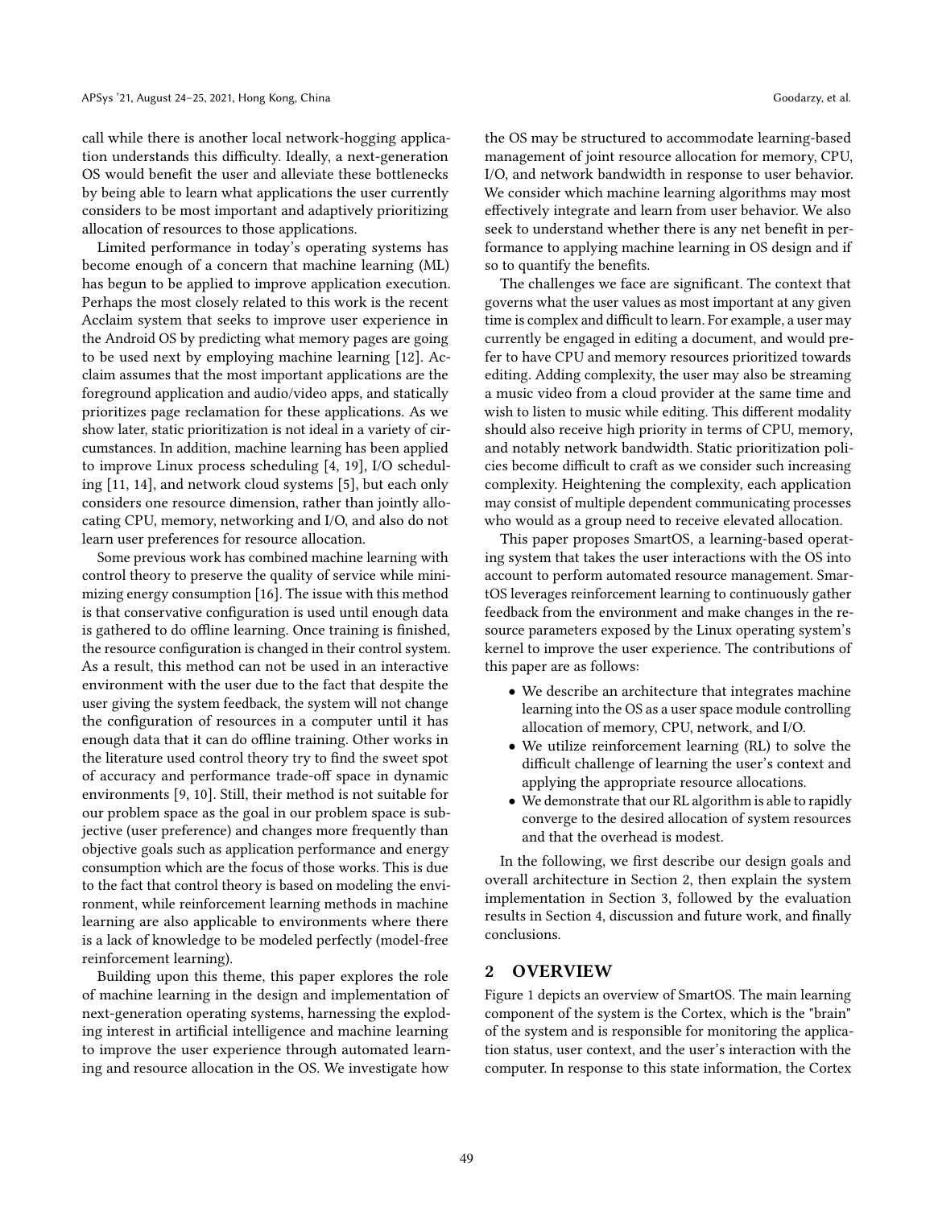call while there is another local network-hogging application understands this difficulty. Ideally, a next-generation OS would benefit the user and alleviate these bottlenecks by being able to learn what applications the user currently considers to be most important and adaptively prioritizing allocation of resources to those applications.

Limited performance in today's operating systems has become enough of a concern that machine learning (ML) has begun to be applied to improve application execution. Perhaps the most closely related to this work is the recent Acclaim system that seeks to improve user experience in the Android OS by predicting what memory pages are going to be used next by employing machine learning [12]. Acclaim assumes that the most important applications are the foreground application and audio/video apps, and statically prioritizes page reclamation for these applications. As we show later, static prioritization is not ideal in a variety of circumstances. In addition, machine learning has been applied to improve Linux process scheduling [4, 19], I/O scheduling [11, 14], and network cloud systems [5], but each only considers one resource dimension, rather than jointly allocating CPU, memory, networking and I/O, and also do not learn user preferences for resource allocation.

Some previous work has combined machine learning with control theory to preserve the quality of service while minimizing energy consumption [16]. The issue with this method is that conservative configuration is used until enough data is gathered to do offline learning. Once training is finished, the resource configuration is changed in their control system. As a result, this method can not be used in an interactive environment with the user due to the fact that despite the user giving the system feedback, the system will not change the configuration of resources in a computer until it has enough data that it can do offline training. Other works in the literature used control theory try to find the sweet spot of accuracy and performance trade-off space in dynamic environments [9, 10]. Still, their method is not suitable for our problem space as the goal in our problem space is subjective (user preference) and changes more frequently than objective goals such as application performance and energy consumption which are the focus of those works. This is due to the fact that control theory is based on modeling the environment, while reinforcement learning methods in machine learning are also applicable to environments where there is a lack of knowledge to be modeled perfectly (model-free reinforcement learning).

Building upon this theme, this paper explores the role of machine learning in the design and implementation of next-generation operating systems, harnessing the exploding interest in artificial intelligence and machine learning to improve the user experience through automated learning and resource allocation in the OS. We investigate how the OS may be structured to accommodate learning-based management of joint resource allocation for memory, CPU, I/O, and network bandwidth in response to user behavior. We consider which machine learning algorithms may most effectively integrate and learn from user behavior. We also seek to understand whether there is any net benefit in performance to applying machine learning in OS design and if so to quantify the benefits.

The challenges we face are significant. The context that governs what the user values as most important at any given time is complex and difficult to learn. For example, a user may currently be engaged in editing a document, and would prefer to have CPU and memory resources prioritized towards editing. Adding complexity, the user may also be streaming a music video from a cloud provider at the same time and wish to listen to music while editing. This different modality should also receive high priority in terms of CPU, memory, and notably network bandwidth. Static prioritization policies become difficult to craft as we consider such increasing complexity. Heightening the complexity, each application may consist of multiple dependent communicating processes who would as a group need to receive elevated allocation.

This paper proposes SmartOS, a learning-based operating system that takes the user interactions with the OS into account to perform automated resource management. SmartOS leverages reinforcement learning to continuously gather feedback from the environment and make changes in the resource parameters exposed by the Linux operating system's kernel to improve the user experience. The contributions of this paper are as follows:

- We describe an architecture that integrates machine learning into the OS as a user space module controlling allocation of memory, CPU, network, and I/O.
- We utilize reinforcement learning (RL) to solve the difficult challenge of learning the user's context and applying the appropriate resource allocations.
- We demonstrate that our RL algorithm is able to rapidly converge to the desired allocation of system resources and that the overhead is modest.

In the following, we first describe our design goals and overall architecture in Section 2, then explain the system implementation in Section 3, followed by the evaluation results in Section 4, discussion and future work, and finally conclusions.

## 2 OVERVIEW

Figure 1 depicts an overview of SmartOS. The main learning component of the system is the Cortex, which is the "brain" of the system and is responsible for monitoring the application status, user context, and the user's interaction with the computer. In response to this state information, the Cortex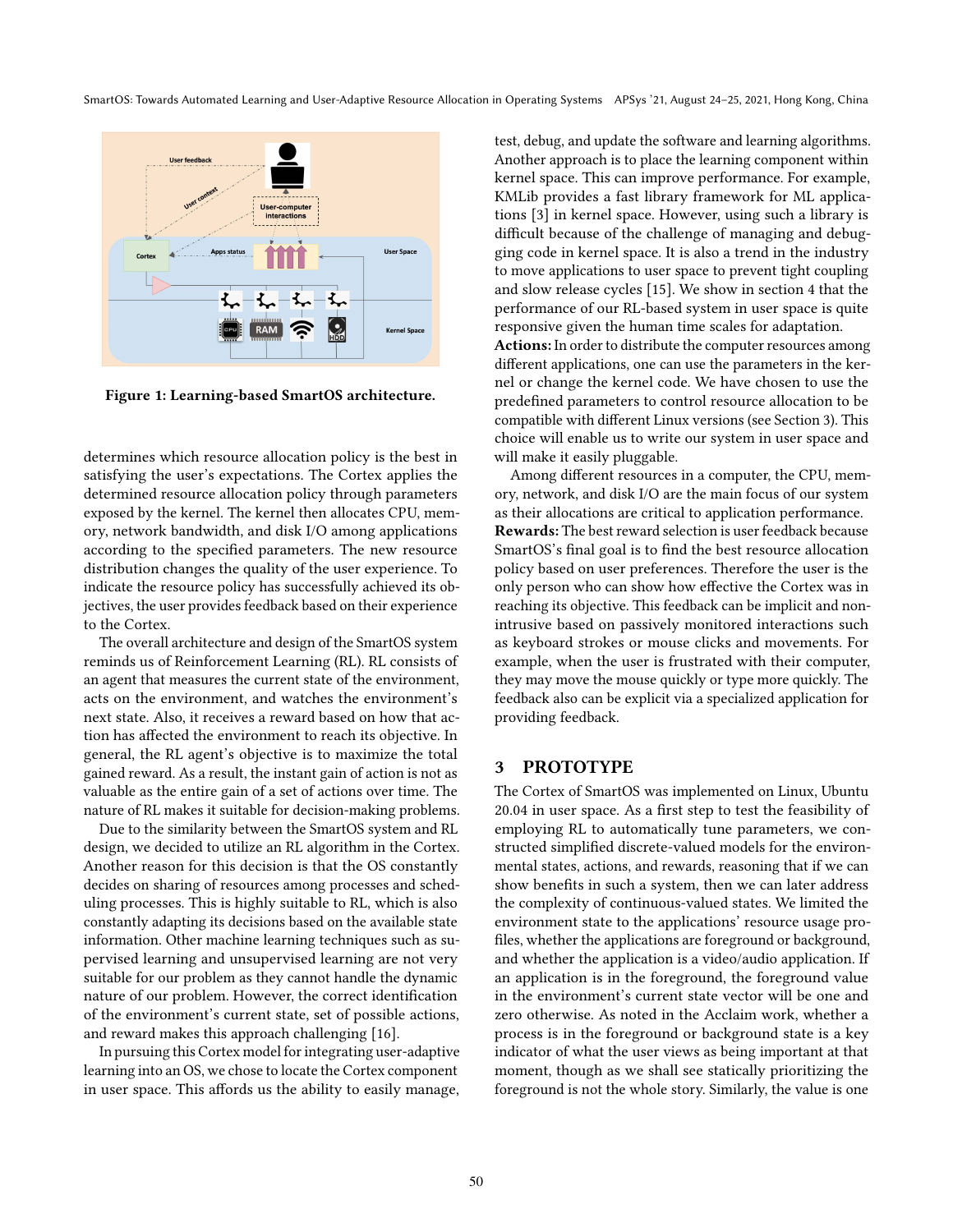Figure 1: Learning-based SmartOS architecture.

determines which resource allocation policy is the best in satisfying the user's expectations. The Cortex applies the determined resource allocation policy through parameters exposed by the kernel. The kernel then allocates CPU, memory, network bandwidth, and disk I/O among applications according to the specified parameters. The new resource distribution changes the quality of the user experience. To indicate the resource policy has successfully achieved its objectives, the user provides feedback based on their experience to the Cortex.

The overall architecture and design of the SmartOS system reminds us of Reinforcement Learning (RL). RL consists of an agent that measures the current state of the environment, acts on the environment, and watches the environment's next state. Also, it receives a reward based on how that action has affected the environment to reach its objective. In general, the RL agent's objective is to maximize the total gained reward. As a result, the instant gain of action is not as valuable as the entire gain of a set of actions over time. The nature of RL makes it suitable for decision-making problems.

Due to the similarity between the SmartOS system and RL design, we decided to utilize an RL algorithm in the Cortex. Another reason for this decision is that the OS constantly decides on sharing of resources among processes and scheduling processes. This is highly suitable to RL, which is also constantly adapting its decisions based on the available state information. Other machine learning techniques such as supervised learning and unsupervised learning are not very suitable for our problem as they cannot handle the dynamic nature of our problem. However, the correct identification of the environment's current state, set of possible actions, and reward makes this approach challenging [16].

In pursuing this Cortex model for integrating user-adaptive learning into an OS, we chose to locate the Cortex component in user space. This affords us the ability to easily manage, test, debug, and update the software and learning algorithms. Another approach is to place the learning component within kernel space. This can improve performance. For example, KMLib provides a fast library framework for ML applications [3] in kernel space. However, using such a library is difficult because of the challenge of managing and debugging code in kernel space. It is also a trend in the industry to move applications to user space to prevent tight coupling and slow release cycles [15]. We show in section 4 that the performance of our RL-based system in user space is quite responsive given the human time scales for adaptation.

**Actions:** In order to distribute the computer resources among different applications, one can use the parameters in the kernel or change the kernel code. We have chosen to use the predefined parameters to control resource allocation to be compatible with different Linux versions (see Section 3). This choice will enable us to write our system in user space and will make it easily pluggable.

Among different resources in a computer, the CPU, memory, network, and disk I/O are the main focus of our system as their allocations are critical to application performance.

**Rewards:** The best reward selection is user feedback because SmartOS's final goal is to find the best resource allocation policy based on user preferences. Therefore the user is the only person who can show how effective the Cortex was in reaching its objective. This feedback can be implicit and non-intrusive based on passively monitored interactions such as keyboard strokes or mouse clicks and movements. For example, when the user is frustrated with their computer, they may move the mouse quickly or type more quickly. The feedback also can be explicit via a specialized application for providing feedback.

## 3 PROTOTYPE

The Cortex of SmartOS was implemented on Linux, Ubuntu 20.04 in user space. As a first step to test the feasibility of employing RL to automatically tune parameters, we constructed simplified discrete-valued models for the environmental states, actions, and rewards, reasoning that if we can show benefits in such a system, then we can later address the complexity of continuous-valued states. We limited the environment state to the applications' resource usage profiles, whether the applications are foreground or background, and whether the application is a video/audio application. If an application is in the foreground, the foreground value in the environment's current state vector will be one and zero otherwise. As noted in the Acclaim work, whether a process is in the foreground or background state is a key indicator of what the user views as being important at that moment, though as we shall see statically prioritizing the foreground is not the whole story. Similarly, the value is one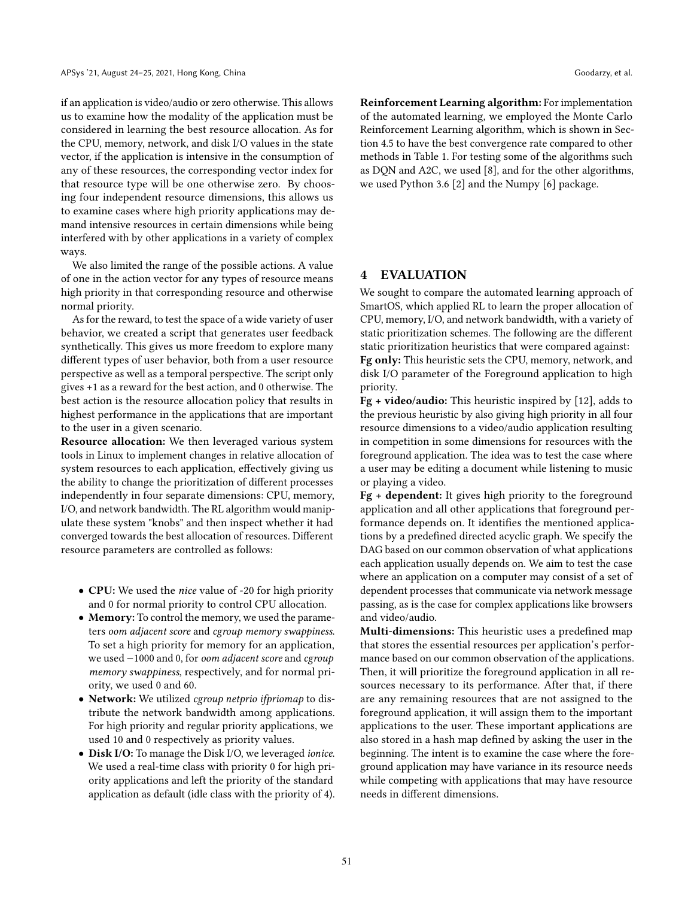if an application is video/audio or zero otherwise. This allows us to examine how the modality of the application must be considered in learning the best resource allocation. As for the CPU, memory, network, and disk I/O values in the state vector, if the application is intensive in the consumption of any of these resources, the corresponding vector index for that resource type will be one otherwise zero. By choosing four independent resource dimensions, this allows us to examine cases where high priority applications may demand intensive resources in certain dimensions while being interfered with by other applications in a variety of complex ways.

We also limited the range of the possible actions. A value of one in the action vector for any types of resource means high priority in that corresponding resource and otherwise normal priority.

As for the reward, to test the space of a wide variety of user behavior, we created a script that generates user feedback synthetically. This gives us more freedom to explore many different types of user behavior, both from a user resource perspective as well as a temporal perspective. The script only gives +1 as a reward for the best action, and 0 otherwise. The best action is the resource allocation policy that results in highest performance in the applications that are important to the user in a given scenario.

**Resource allocation:** We then leveraged various system tools in Linux to implement changes in relative allocation of system resources to each application, effectively giving us the ability to change the prioritization of different processes independently in four separate dimensions: CPU, memory, I/O, and network bandwidth. The RL algorithm would manipulate these system "knobs" and then inspect whether it had converged towards the best allocation of resources. Different resource parameters are controlled as follows:

- **CPU:** We used the *nice* value of -20 for high priority and 0 for normal priority to control CPU allocation.
- **Memory:** To control the memory, we used the parameters *oom adjacent score* and *cgroup memory swappiness*. To set a high priority for memory for an application, we used −1000 and 0, for *oom adjacent score* and *cgroup memory swappiness*, respectively, and for normal priority, we used 0 and 60.
- **Network:** We utilized *cgroup netprio ifpriomap* to distribute the network bandwidth among applications. For high priority and regular priority applications, we used 10 and 0 respectively as priority values.
- **Disk I/O:** To manage the Disk I/O, we leveraged *ionice*. We used a real-time class with priority 0 for high priority applications and left the priority of the standard application as default (idle class with the priority of 4).

**Reinforcement Learning algorithm:** For implementation of the automated learning, we employed the Monte Carlo Reinforcement Learning algorithm, which is shown in Section 4.5 to have the best convergence rate compared to other methods in Table 1. For testing some of the algorithms such as DQN and A2C, we used [8], and for the other algorithms, we used Python 3.6 [2] and the Numpy [6] package.

## 4 EVALUATION

We sought to compare the automated learning approach of SmartOS, which applied RL to learn the proper allocation of CPU, memory, I/O, and network bandwidth, with a variety of static prioritization schemes. The following are the different static prioritization heuristics that were compared against:

**Fg only:** This heuristic sets the CPU, memory, network, and disk I/O parameter of the Foreground application to high priority.

**Fg + video/audio:** This heuristic inspired by [12], adds to the previous heuristic by also giving high priority in all four resource dimensions to a video/audio application resulting in competition in some dimensions for resources with the foreground application. The idea was to test the case where a user may be editing a document while listening to music or playing a video.

**Fg + dependent:** It gives high priority to the foreground application and all other applications that foreground performance depends on. It identifies the mentioned applications by a predefined directed acyclic graph. We specify the DAG based on our common observation of what applications each application usually depends on. We aim to test the case where an application on a computer may consist of a set of dependent processes that communicate via network message passing, as is the case for complex applications like browsers and video/audio.

**Multi-dimensions:** This heuristic uses a predefined map that stores the essential resources per application's performance based on our common observation of the applications. Then, it will prioritize the foreground application in all resources necessary to its performance. After that, if there are any remaining resources that are not assigned to the foreground application, it will assign them to the important applications to the user. These important applications are also stored in a hash map defined by asking the user in the beginning. The intent is to examine the case where the foreground application may have variance in its resource needs while competing with applications that may have resource needs in different dimensions.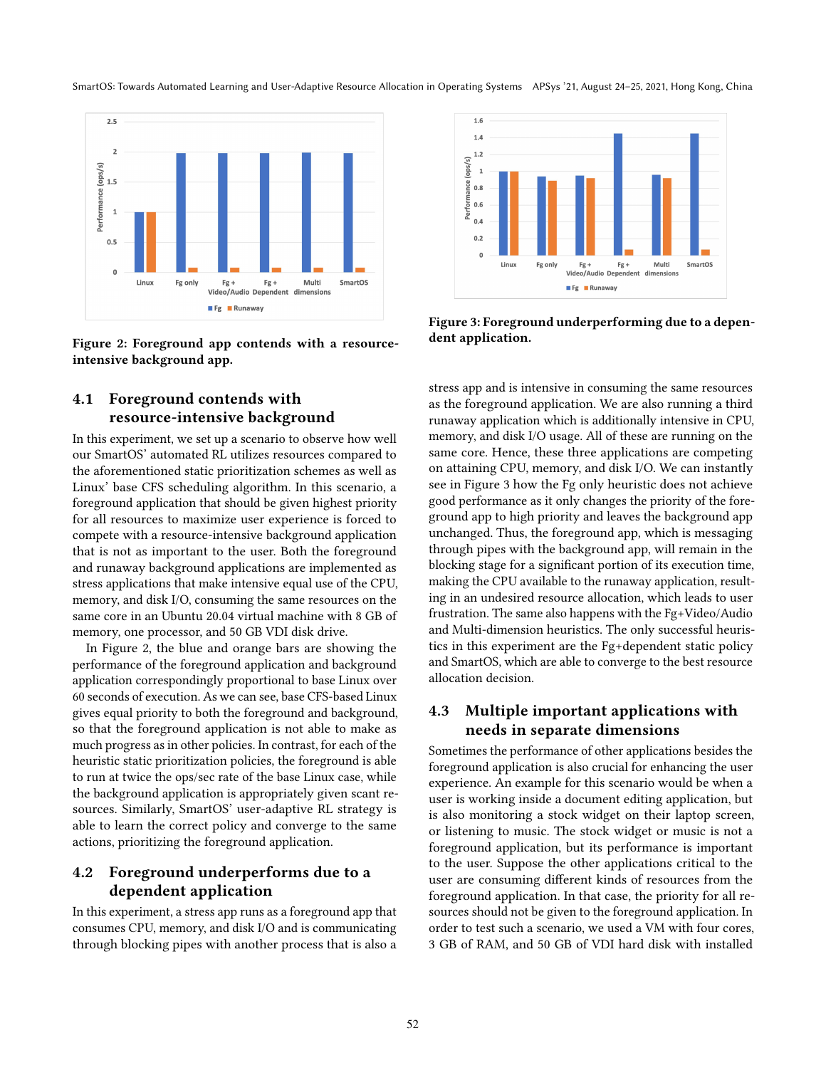Figure 2: Foreground app contends with a resource-intensive background app.

Figure 3: Foreground underperforming due to a dependent application.

### 4.1 Foreground contends with resource-intensive background

In this experiment, we set up a scenario to observe how well our SmartOS' automated RL utilizes resources compared to the aforementioned static prioritization schemes as well as Linux' base CFS scheduling algorithm. In this scenario, a foreground application that should be given highest priority for all resources to maximize user experience is forced to compete with a resource-intensive background application that is not as important to the user. Both the foreground and runaway background applications are implemented as stress applications that make intensive equal use of the CPU, memory, and disk I/O, consuming the same resources on the same core in an Ubuntu 20.04 virtual machine with 8 GB of memory, one processor, and 50 GB VDI disk drive.

In Figure 2, the blue and orange bars are showing the performance of the foreground application and background application correspondingly proportional to base Linux over 60 seconds of execution. As we can see, base CFS-based Linux gives equal priority to both the foreground and background, so that the foreground application is not able to make as much progress as in other policies. In contrast, for each of the heuristic static prioritization policies, the foreground is able to run at twice the ops/sec rate of the base Linux case, while the background application is appropriately given scant resources. Similarly, SmartOS' user-adaptive RL strategy is able to learn the correct policy and converge to the same actions, prioritizing the foreground application.

### 4.2 Foreground underperforms due to a dependent application

In this experiment, a stress app runs as a foreground app that consumes CPU, memory, and disk I/O and is communicating through blocking pipes with another process that is also a stress app and is intensive in consuming the same resources as the foreground application. We are also running a third runaway application which is additionally intensive in CPU, memory, and disk I/O usage. All of these are running on the same core. Hence, these three applications are competing on attaining CPU, memory, and disk I/O. We can instantly see in Figure 3 how the Fg only heuristic does not achieve good performance as it only changes the priority of the foreground app to high priority and leaves the background app unchanged. Thus, the foreground app, which is messaging through pipes with the background app, will remain in the blocking stage for a significant portion of its execution time, making the CPU available to the runaway application, resulting in an undesired resource allocation, which leads to user frustration. The same also happens with the Fg+Video/Audio and Multi-dimension heuristics. The only successful heuristics in this experiment are the Fg+dependent static policy and SmartOS, which are able to converge to the best resource allocation decision.

### 4.3 Multiple important applications with needs in separate dimensions

Sometimes the performance of other applications besides the foreground application is also crucial for enhancing the user experience. An example for this scenario would be when a user is working inside a document editing application, but is also monitoring a stock widget on their laptop screen, or listening to music. The stock widget or music is not a foreground application, but its performance is important to the user. Suppose the other applications critical to the user are consuming different kinds of resources from the foreground application. In that case, the priority for all resources should not be given to the foreground application. In order to test such a scenario, we used a VM with four cores, 3 GB of RAM, and 50 GB of VDI hard disk with installed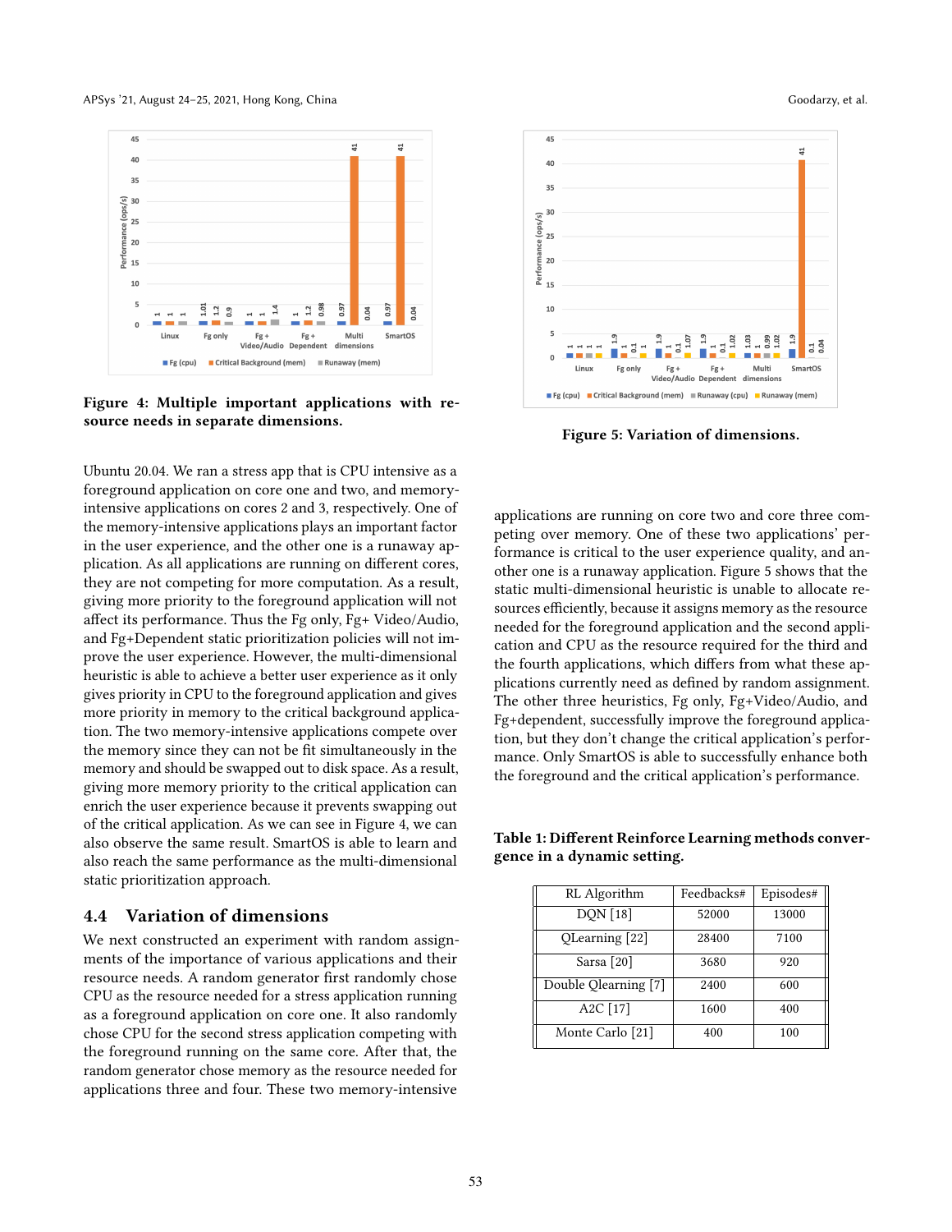Figure 4: Multiple important applications with resource needs in separate dimensions.

Ubuntu 20.04. We ran a stress app that is CPU intensive as a foreground application on core one and two, and memory-intensive applications on cores 2 and 3, respectively. One of the memory-intensive applications plays an important factor in the user experience, and the other one is a runaway application. As all applications are running on different cores, they are not competing for more computation. As a result, giving more priority to the foreground application will not affect its performance. Thus the Fg only, Fg+ Video/Audio, and Fg+Dependent static prioritization policies will not improve the user experience. However, the multi-dimensional heuristic is able to achieve a better user experience as it only gives priority in CPU to the foreground application and gives more priority in memory to the critical background application. The two memory-intensive applications compete over the memory since they can not be fit simultaneously in the memory and should be swapped out to disk space. As a result, giving more memory priority to the critical application can enrich the user experience because it prevents swapping out of the critical application. As we can see in Figure 4, we can also observe the same result. SmartOS is able to learn and also reach the same performance as the multi-dimensional static prioritization approach.

## 4.4 Variation of dimensions

We next constructed an experiment with random assignments of the importance of various applications and their resource needs. A random generator first randomly chose CPU as the resource needed for a stress application running as a foreground application on core one. It also randomly chose CPU for the second stress application competing with the foreground running on the same core. After that, the random generator chose memory as the resource needed for applications three and four. These two memory-intensive applications are running on core two and core three competing over memory. One of these two applications' performance is critical to the user experience quality, and another one is a runaway application. Figure 5 shows that the static multi-dimensional heuristic is unable to allocate resources efficiently, because it assigns memory as the resource needed for the foreground application and the second application and CPU as the resource required for the third and the fourth applications, which differs from what these applications currently need as defined by random assignment. The other three heuristics, Fg only, Fg+Video/Audio, and Fg+dependent, successfully improve the foreground application, but they don't change the critical application's performance. Only SmartOS is able to successfully enhance both the foreground and the critical application's performance.

Figure 5: Variation of dimensions.

Table 1: Different Reinforce Learning methods convergence in a dynamic setting.

| RL Algorithm | Feedbacks# | Episodes# |
|---|---|---|
| DQN [18] | 52000 | 13000 |
| QLearning [22] | 28400 | 7100 |
| Sarsa [20] | 3680 | 920 |
| Double Qlearning [7] | 2400 | 600 |
| A2C [17] | 1600 | 400 |
| Monte Carlo [21] | 400 | 100 |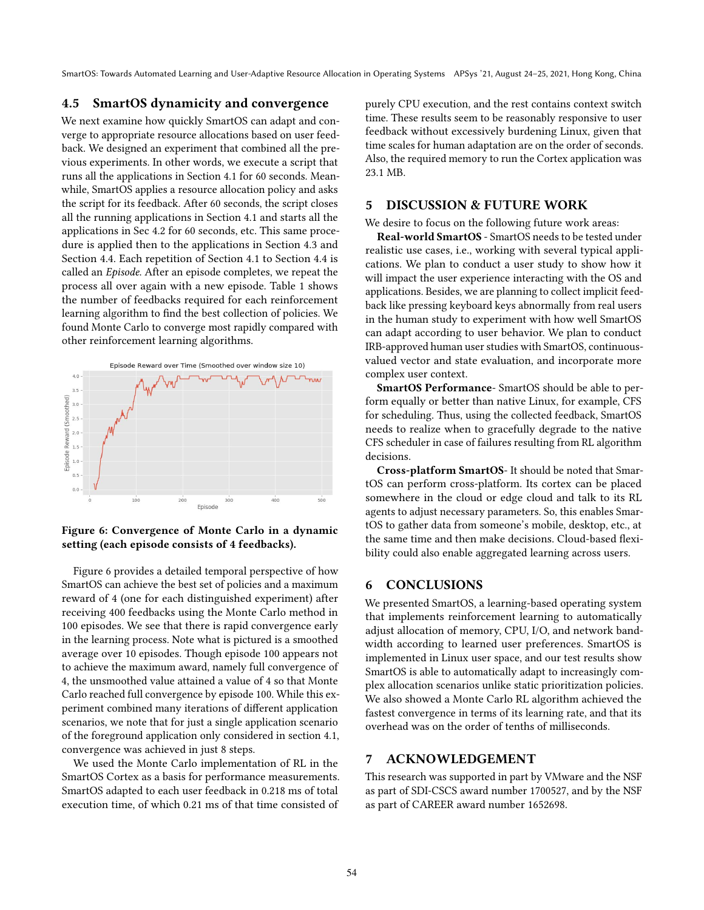### 4.5 SmartOS dynamicity and convergence

We next examine how quickly SmartOS can adapt and converge to appropriate resource allocations based on user feedback. We designed an experiment that combined all the previous experiments. In other words, we execute a script that runs all the applications in Section 4.1 for 60 seconds. Meanwhile, SmartOS applies a resource allocation policy and asks the script for its feedback. After 60 seconds, the script closes all the running applications in Section 4.1 and starts all the applications in Sec 4.2 for 60 seconds, etc. This same procedure is applied then to the applications in Section 4.3 and Section 4.4. Each repetition of Section 4.1 to Section 4.4 is called an *Episode*. After an episode completes, we repeat the process all over again with a new episode. Table 1 shows the number of feedbacks required for each reinforcement learning algorithm to find the best collection of policies. We found Monte Carlo to converge most rapidly compared with other reinforcement learning algorithms.

**Figure 6: Convergence of Monte Carlo in a dynamic setting (each episode consists of 4 feedbacks).**

Figure 6 provides a detailed temporal perspective of how SmartOS can achieve the best set of policies and a maximum reward of 4 (one for each distinguished experiment) after receiving 400 feedbacks using the Monte Carlo method in 100 episodes. We see that there is rapid convergence early in the learning process. Note what is pictured is a smoothed average over 10 episodes. Though episode 100 appears not to achieve the maximum award, namely full convergence of 4, the unsmoothed value attained a value of 4 so that Monte Carlo reached full convergence by episode 100. While this experiment combined many iterations of different application scenarios, we note that for just a single application scenario of the foreground application only considered in section 4.1, convergence was achieved in just 8 steps.

We used the Monte Carlo implementation of RL in the SmartOS Cortex as a basis for performance measurements. SmartOS adapted to each user feedback in 0.218 ms of total execution time, of which 0.21 ms of that time consisted of purely CPU execution, and the rest contains context switch time. These results seem to be reasonably responsive to user feedback without excessively burdening Linux, given that time scales for human adaptation are on the order of seconds. Also, the required memory to run the Cortex application was 23.1 MB.

## 5 DISCUSSION & FUTURE WORK

We desire to focus on the following future work areas:

**Real-world SmartOS** - SmartOS needs to be tested under realistic use cases, i.e., working with several typical applications. We plan to conduct a user study to show how it will impact the user experience interacting with the OS and applications. Besides, we are planning to collect implicit feedback like pressing keyboard keys abnormally from real users in the human study to experiment with how well SmartOS can adapt according to user behavior. We plan to conduct IRB-approved human user studies with SmartOS, continuous-valued vector and state evaluation, and incorporate more complex user context.

**SmartOS Performance**- SmartOS should be able to perform equally or better than native Linux, for example, CFS for scheduling. Thus, using the collected feedback, SmartOS needs to realize when to gracefully degrade to the native CFS scheduler in case of failures resulting from RL algorithm decisions.

**Cross-platform SmartOS**- It should be noted that SmartOS can perform cross-platform. Its cortex can be placed somewhere in the cloud or edge cloud and talk to its RL agents to adjust necessary parameters. So, this enables SmartOS to gather data from someone's mobile, desktop, etc., at the same time and then make decisions. Cloud-based flexibility could also enable aggregated learning across users.

## 6 CONCLUSIONS

We presented SmartOS, a learning-based operating system that implements reinforcement learning to automatically adjust allocation of memory, CPU, I/O, and network bandwidth according to learned user preferences. SmartOS is implemented in Linux user space, and our test results show SmartOS is able to automatically adapt to increasingly complex allocation scenarios unlike static prioritization policies. We also showed a Monte Carlo RL algorithm achieved the fastest convergence in terms of its learning rate, and that its overhead was on the order of tenths of milliseconds.

## 7 ACKNOWLEDGEMENT

This research was supported in part by VMware and the NSF as part of SDI-CSCS award number 1700527, and by the NSF as part of CAREER award number 1652698.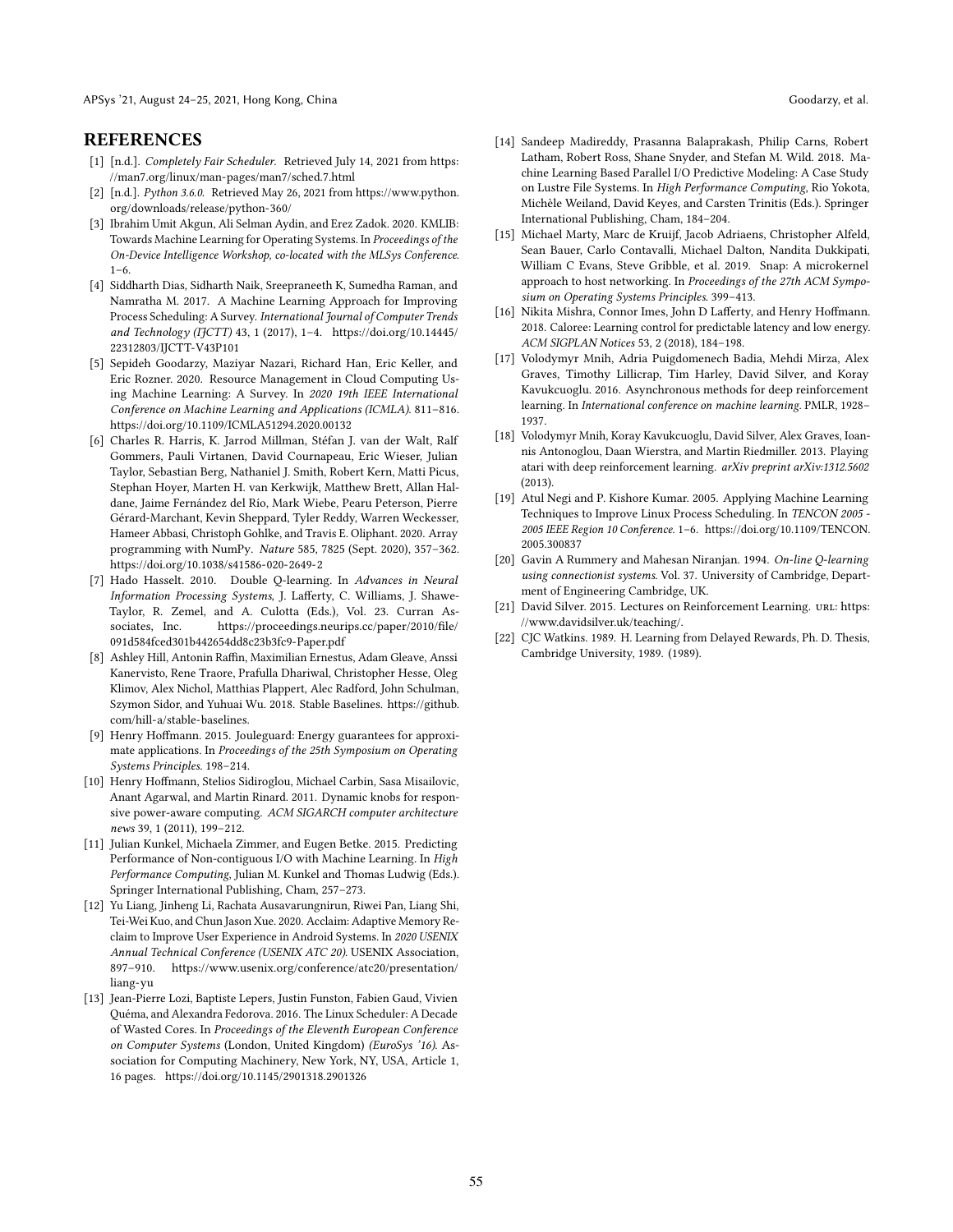## REFERENCES

[1] [n.d.]. *Completely Fair Scheduler.* Retrieved July 14, 2021 from https://man7.org/linux/man-pages/man7/sched.7.html

[2] [n.d.]. *Python 3.6.0.* Retrieved May 26, 2021 from https://www.python.org/downloads/release/python-360/

[3] Ibrahim Umit Akgun, Ali Selman Aydin, and Erez Zadok. 2020. KMLIB: Towards Machine Learning for Operating Systems. In *Proceedings of the On-Device Intelligence Workshop, co-located with the MLSys Conference.* 1–6.

[4] Siddharth Dias, Sidharth Naik, Sreepraneeth K, Sumedha Raman, and Namratha M. 2017. A Machine Learning Approach for Improving Process Scheduling: A Survey. *International Journal of Computer Trends and Technology (IJCTT)* 43, 1 (2017), 1–4. https://doi.org/10.14445/22312803/IJCTT-V43P101

[5] Sepideh Goodarzy, Maziyar Nazari, Richard Han, Eric Keller, and Eric Rozner. 2020. Resource Management in Cloud Computing Using Machine Learning: A Survey. In *2020 19th IEEE International Conference on Machine Learning and Applications (ICMLA).* 811–816. https://doi.org/10.1109/ICMLA51294.2020.00132

[6] Charles R. Harris, K. Jarrod Millman, Stéfan J. van der Walt, Ralf Gommers, Pauli Virtanen, David Cournapeau, Eric Wieser, Julian Taylor, Sebastian Berg, Nathaniel J. Smith, Robert Kern, Matti Picus, Stephan Hoyer, Marten H. van Kerkwijk, Matthew Brett, Allan Haldane, Jaime Fernández del Río, Mark Wiebe, Pearu Peterson, Pierre Gérard-Marchant, Kevin Sheppard, Tyler Reddy, Warren Weckesser, Hameer Abbasi, Christoph Gohlke, and Travis E. Oliphant. 2020. Array programming with NumPy. *Nature* 585, 7825 (Sept. 2020), 357–362. https://doi.org/10.1038/s41586-020-2649-2

[7] Hado Hasselt. 2010. Double Q-learning. In *Advances in Neural Information Processing Systems*, J. Lafferty, C. Williams, J. Shawe-Taylor, R. Zemel, and A. Culotta (Eds.), Vol. 23. Curran Associates, Inc. https://proceedings.neurips.cc/paper/2010/file/091d584fced301b442654dd8c23b3fc9-Paper.pdf

[8] Ashley Hill, Antonin Raffin, Maximilian Ernestus, Adam Gleave, Anssi Kanervisto, Rene Traore, Prafulla Dhariwal, Christopher Hesse, Oleg Klimov, Alex Nichol, Matthias Plappert, Alec Radford, John Schulman, Szymon Sidor, and Yuhuai Wu. 2018. Stable Baselines. https://github.com/hill-a/stable-baselines.

[9] Henry Hoffmann. 2015. Jouleguard: Energy guarantees for approximate applications. In *Proceedings of the 25th Symposium on Operating Systems Principles.* 198–214.

[10] Henry Hoffmann, Stelios Sidiroglou, Michael Carbin, Sasa Misailovic, Anant Agarwal, and Martin Rinard. 2011. Dynamic knobs for responsive power-aware computing. *ACM SIGARCH computer architecture news* 39, 1 (2011), 199–212.

[11] Julian Kunkel, Michaela Zimmer, and Eugen Betke. 2015. Predicting Performance of Non-contiguous I/O with Machine Learning. In *High Performance Computing*, Julian M. Kunkel and Thomas Ludwig (Eds.). Springer International Publishing, Cham, 257–273.

[12] Yu Liang, Jinheng Li, Rachata Ausavarungnirun, Riwei Pan, Liang Shi, Tei-Wei Kuo, and Chun Jason Xue. 2020. Acclaim: Adaptive Memory Reclaim to Improve User Experience in Android Systems. In *2020 USENIX Annual Technical Conference (USENIX ATC 20).* USENIX Association, 897–910. https://www.usenix.org/conference/atc20/presentation/liang-yu

[13] Jean-Pierre Lozi, Baptiste Lepers, Justin Funston, Fabien Gaud, Vivien Quéma, and Alexandra Fedorova. 2016. The Linux Scheduler: A Decade of Wasted Cores. In *Proceedings of the Eleventh European Conference on Computer Systems* (London, United Kingdom) *(EuroSys '16).* Association for Computing Machinery, New York, NY, USA, Article 1, 16 pages. https://doi.org/10.1145/2901318.2901326

[14] Sandeep Madireddy, Prasanna Balaprakash, Philip Carns, Robert Latham, Robert Ross, Shane Snyder, and Stefan M. Wild. 2018. Machine Learning Based Parallel I/O Predictive Modeling: A Case Study on Lustre File Systems. In *High Performance Computing*, Rio Yokota, Michèle Weiland, David Keyes, and Carsten Trinitis (Eds.). Springer International Publishing, Cham, 184–204.

[15] Michael Marty, Marc de Kruijf, Jacob Adriaens, Christopher Alfeld, Sean Bauer, Carlo Contavalli, Michael Dalton, Nandita Dukkipati, William C Evans, Steve Gribble, et al. 2019. Snap: A microkernel approach to host networking. In *Proceedings of the 27th ACM Symposium on Operating Systems Principles.* 399–413.

[16] Nikita Mishra, Connor Imes, John D Lafferty, and Henry Hoffmann. 2018. Caloree: Learning control for predictable latency and low energy. *ACM SIGPLAN Notices* 53, 2 (2018), 184–198.

[17] Volodymyr Mnih, Adria Puigdomenech Badia, Mehdi Mirza, Alex Graves, Timothy Lillicrap, Tim Harley, David Silver, and Koray Kavukcuoglu. 2016. Asynchronous methods for deep reinforcement learning. In *International conference on machine learning.* PMLR, 1928–1937.

[18] Volodymyr Mnih, Koray Kavukcuoglu, David Silver, Alex Graves, Ioannis Antonoglou, Daan Wierstra, and Martin Riedmiller. 2013. Playing atari with deep reinforcement learning. *arXiv preprint arXiv:1312.5602* (2013).

[19] Atul Negi and P. Kishore Kumar. 2005. Applying Machine Learning Techniques to Improve Linux Process Scheduling. In *TENCON 2005 - 2005 IEEE Region 10 Conference.* 1–6. https://doi.org/10.1109/TENCON.2005.300837

[20] Gavin A Rummery and Mahesan Niranjan. 1994. *On-line Q-learning using connectionist systems.* Vol. 37. University of Cambridge, Department of Engineering Cambridge, UK.

[21] David Silver. 2015. Lectures on Reinforcement Learning. URL: https://www.davidsilver.uk/teaching/.

[22] CJC Watkins. 1989. H. Learning from Delayed Rewards, Ph. D. Thesis, Cambridge University, 1989. (1989).